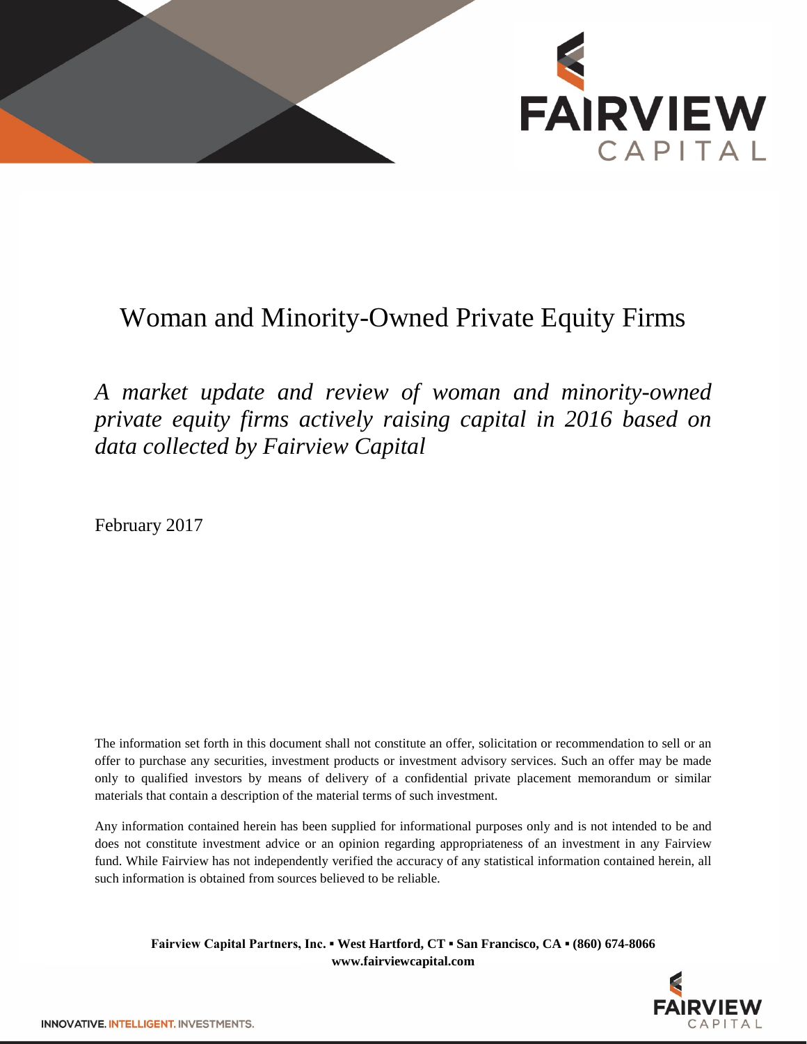# Woman and Minority-Owned Private Equity Firms

*A market update and review of woman and minority-owned private equity firms actively raising capital in 2016 based on data collected by Fairview Capital*

February 2017

The information set forth in this document shall not constitute an offer, solicitation or recommendation to sell or an offer to purchase any securities, investment products or investment advisory services. Such an offer may be made only to qualified investors by means of delivery of a confidential private placement memorandum or similar materials that contain a description of the material terms of such investment.

Any information contained herein has been supplied for informational purposes only and is not intended to be and does not constitute investment advice or an opinion regarding appropriateness of an investment in any Fairview fund. While Fairview has not independently verified the accuracy of any statistical information contained herein, all such information is obtained from sources believed to be reliable.

**Fairview Capital Partners, Inc. ▪ West Hartford, CT ▪ San Francisco, CA ▪ (860) 674-8066**
**www.fairviewcapital.com**

INNOVATIVE. INTELLIGENT. INVESTMENTS.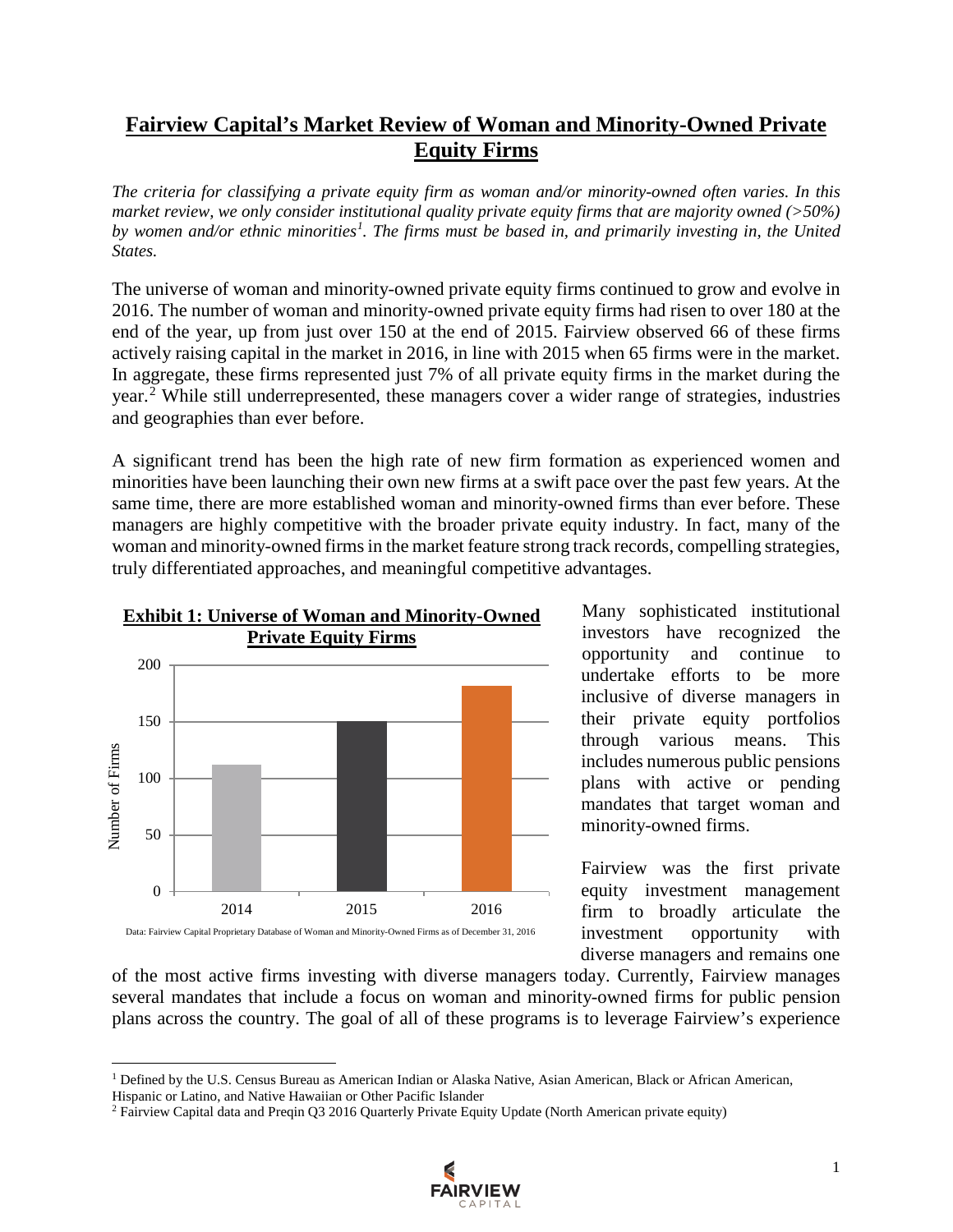# Fairview Capital's Market Review of Woman and Minority-Owned Private Equity Firms

*The criteria for classifying a private equity firm as woman and/or minority-owned often varies. In this market review, we only consider institutional quality private equity firms that are majority owned (>50%) by women and/or ethnic minorities[1]. The firms must be based in, and primarily investing in, the United States.*

The universe of woman and minority-owned private equity firms continued to grow and evolve in 2016. The number of woman and minority-owned private equity firms had risen to over 180 at the end of the year, up from just over 150 at the end of 2015. Fairview observed 66 of these firms actively raising capital in the market in 2016, in line with 2015 when 65 firms were in the market. In aggregate, these firms represented just 7% of all private equity firms in the market during the year.[2] While still underrepresented, these managers cover a wider range of strategies, industries and geographies than ever before.

A significant trend has been the high rate of new firm formation as experienced women and minorities have been launching their own new firms at a swift pace over the past few years. At the same time, there are more established woman and minority-owned firms than ever before. These managers are highly competitive with the broader private equity industry. In fact, many of the woman and minority-owned firms in the market feature strong track records, compelling strategies, truly differentiated approaches, and meaningful competitive advantages.

**Exhibit 1: Universe of Woman and Minority-Owned Private Equity Firms**

Data: Fairview Capital Proprietary Database of Woman and Minority-Owned Firms as of December 31, 2016

Many sophisticated institutional investors have recognized the opportunity and continue to undertake efforts to be more inclusive of diverse managers in their private equity portfolios through various means. This includes numerous public pensions plans with active or pending mandates that target woman and minority-owned firms.

Fairview was the first private equity investment management firm to broadly articulate the investment opportunity with diverse managers and remains one of the most active firms investing with diverse managers today. Currently, Fairview manages several mandates that include a focus on woman and minority-owned firms for public pension plans across the country. The goal of all of these programs is to leverage Fairview's experience

[1] Defined by the U.S. Census Bureau as American Indian or Alaska Native, Asian American, Black or African American, Hispanic or Latino, and Native Hawaiian or Other Pacific Islander

[2] Fairview Capital data and Preqin Q3 2016 Quarterly Private Equity Update (North American private equity)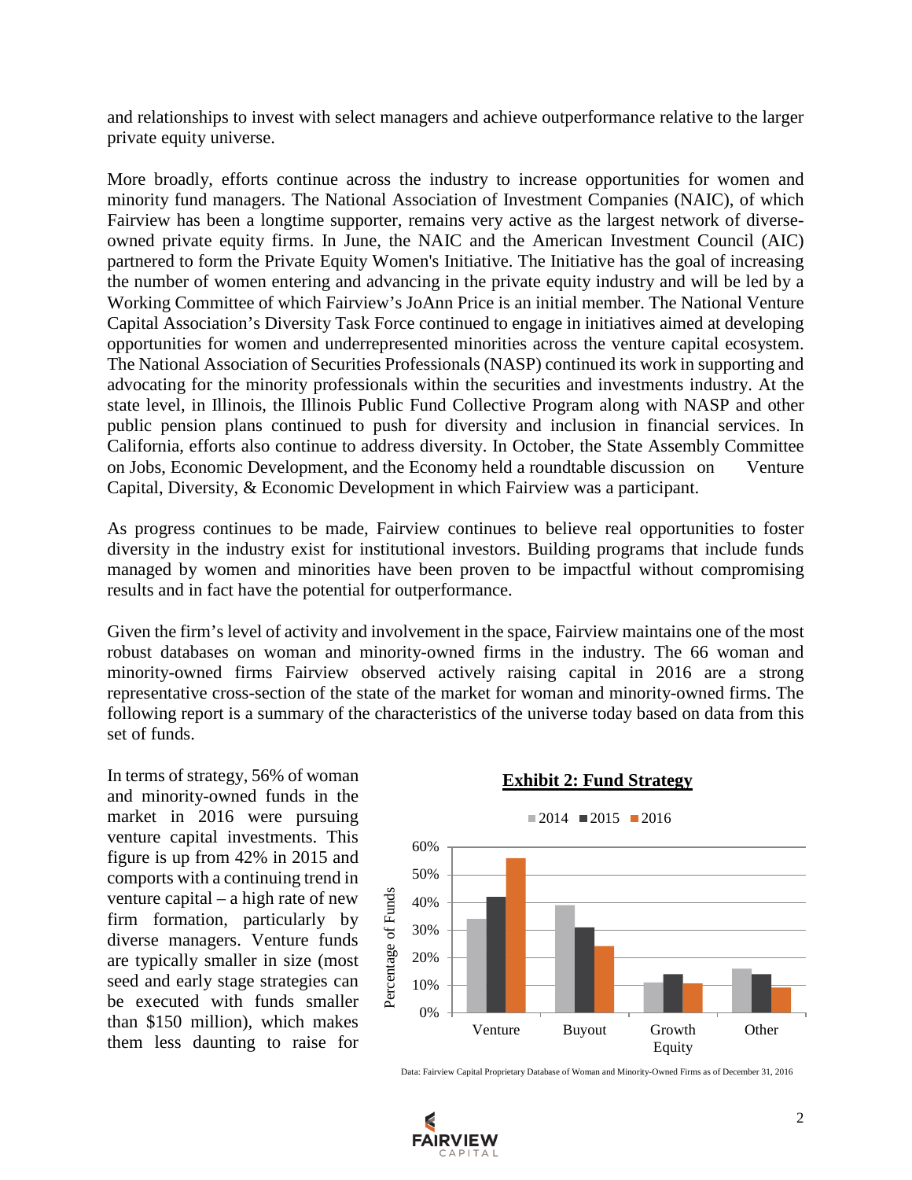and relationships to invest with select managers and achieve outperformance relative to the larger private equity universe.

More broadly, efforts continue across the industry to increase opportunities for women and minority fund managers. The National Association of Investment Companies (NAIC), of which Fairview has been a longtime supporter, remains very active as the largest network of diverse-owned private equity firms. In June, the NAIC and the American Investment Council (AIC) partnered to form the Private Equity Women's Initiative. The Initiative has the goal of increasing the number of women entering and advancing in the private equity industry and will be led by a Working Committee of which Fairview's JoAnn Price is an initial member. The National Venture Capital Association's Diversity Task Force continued to engage in initiatives aimed at developing opportunities for women and underrepresented minorities across the venture capital ecosystem. The National Association of Securities Professionals (NASP) continued its work in supporting and advocating for the minority professionals within the securities and investments industry. At the state level, in Illinois, the Illinois Public Fund Collective Program along with NASP and other public pension plans continued to push for diversity and inclusion in financial services. In California, efforts also continue to address diversity. In October, the State Assembly Committee on Jobs, Economic Development, and the Economy held a roundtable discussion on Venture Capital, Diversity, & Economic Development in which Fairview was a participant.

As progress continues to be made, Fairview continues to believe real opportunities to foster diversity in the industry exist for institutional investors. Building programs that include funds managed by women and minorities have been proven to be impactful without compromising results and in fact have the potential for outperformance.

Given the firm's level of activity and involvement in the space, Fairview maintains one of the most robust databases on woman and minority-owned firms in the industry. The 66 woman and minority-owned firms Fairview observed actively raising capital in 2016 are a strong representative cross-section of the state of the market for woman and minority-owned firms. The following report is a summary of the characteristics of the universe today based on data from this set of funds.

In terms of strategy, 56% of woman and minority-owned funds in the market in 2016 were pursuing venture capital investments. This figure is up from 42% in 2015 and comports with a continuing trend in venture capital – a high rate of new firm formation, particularly by diverse managers. Venture funds are typically smaller in size (most seed and early stage strategies can be executed with funds smaller than $150 million), which makes them less daunting to raise for

**Exhibit 2: Fund Strategy**

| Strategy | 2014 | 2015 | 2016 |
|---|---|---|---|
| Venture | 34% | 42% | 56% |
| Buyout | 39% | 31% | 24% |
| Growth Equity | 11% | 14% | 11% |
| Other | 16% | 14% | 9% |

Data: Fairview Capital Proprietary Database of Woman and Minority-Owned Firms as of December 31, 2016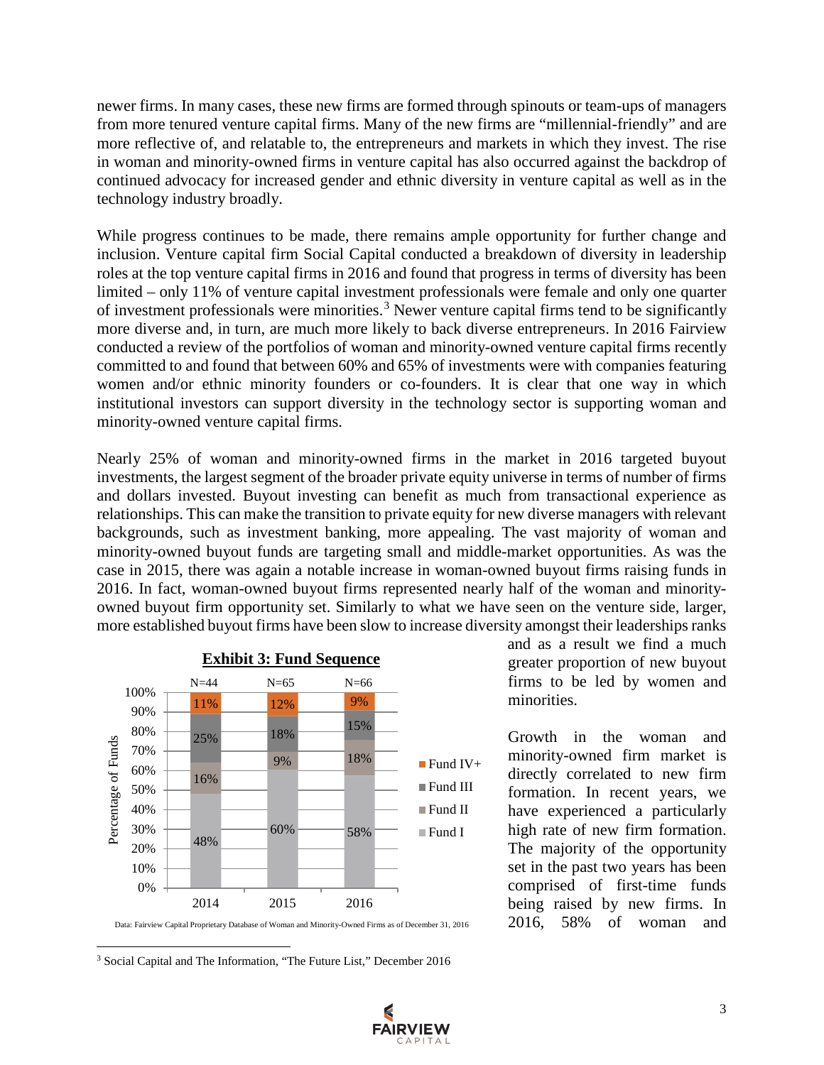newer firms. In many cases, these new firms are formed through spinouts or team-ups of managers from more tenured venture capital firms. Many of the new firms are "millennial-friendly" and are more reflective of, and relatable to, the entrepreneurs and markets in which they invest. The rise in woman and minority-owned firms in venture capital has also occurred against the backdrop of continued advocacy for increased gender and ethnic diversity in venture capital as well as in the technology industry broadly.

While progress continues to be made, there remains ample opportunity for further change and inclusion. Venture capital firm Social Capital conducted a breakdown of diversity in leadership roles at the top venture capital firms in 2016 and found that progress in terms of diversity has been limited – only 11% of venture capital investment professionals were female and only one quarter of investment professionals were minorities.[3] Newer venture capital firms tend to be significantly more diverse and, in turn, are much more likely to back diverse entrepreneurs. In 2016 Fairview conducted a review of the portfolios of woman and minority-owned venture capital firms recently committed to and found that between 60% and 65% of investments were with companies featuring women and/or ethnic minority founders or co-founders. It is clear that one way in which institutional investors can support diversity in the technology sector is supporting woman and minority-owned venture capital firms.

Nearly 25% of woman and minority-owned firms in the market in 2016 targeted buyout investments, the largest segment of the broader private equity universe in terms of number of firms and dollars invested. Buyout investing can benefit as much from transactional experience as relationships. This can make the transition to private equity for new diverse managers with relevant backgrounds, such as investment banking, more appealing. The vast majority of woman and minority-owned buyout funds are targeting small and middle-market opportunities. As was the case in 2015, there was again a notable increase in woman-owned buyout firms raising funds in 2016. In fact, woman-owned buyout firms represented nearly half of the woman and minority-owned buyout firm opportunity set. Similarly to what we have seen on the venture side, larger, more established buyout firms have been slow to increase diversity amongst their leaderships ranks and as a result we find a much greater proportion of new buyout firms to be led by women and minorities.

**Exhibit 3: Fund Sequence**

| Percentage of Funds | 2014 (N=44) | 2015 (N=65) | 2016 (N=66) |
| --- | --- | --- | --- |
| Fund IV+ | 11% | 12% | 9% |
| Fund III | 25% | 18% | 15% |
| Fund II | 16% | 9% | 18% |
| Fund I | 48% | 60% | 58% |

Data: Fairview Capital Proprietary Database of Woman and Minority-Owned Firms as of December 31, 2016

Growth in the woman and minority-owned firm market is directly correlated to new firm formation. In recent years, we have experienced a particularly high rate of new firm formation. The majority of the opportunity set in the past two years has been comprised of first-time funds being raised by new firms. In 2016, 58% of woman and

[3] Social Capital and The Information, "The Future List," December 2016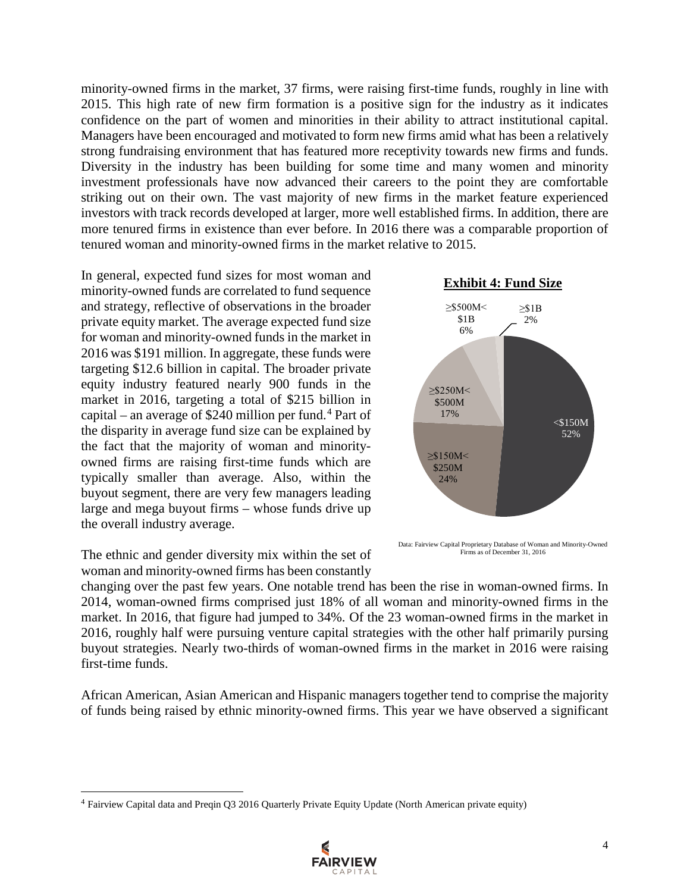minority-owned firms in the market, 37 firms, were raising first-time funds, roughly in line with 2015. This high rate of new firm formation is a positive sign for the industry as it indicates confidence on the part of women and minorities in their ability to attract institutional capital. Managers have been encouraged and motivated to form new firms amid what has been a relatively strong fundraising environment that has featured more receptivity towards new firms and funds. Diversity in the industry has been building for some time and many women and minority investment professionals have now advanced their careers to the point they are comfortable striking out on their own. The vast majority of new firms in the market feature experienced investors with track records developed at larger, more well established firms. In addition, there are more tenured firms in existence than ever before. In 2016 there was a comparable proportion of tenured woman and minority-owned firms in the market relative to 2015.

In general, expected fund sizes for most woman and minority-owned funds are correlated to fund sequence and strategy, reflective of observations in the broader private equity market. The average expected fund size for woman and minority-owned funds in the market in 2016 was $191 million. In aggregate, these funds were targeting $12.6 billion in capital. The broader private equity industry featured nearly 900 funds in the market in 2016, targeting a total of $215 billion in capital – an average of $240 million per fund.[4] Part of the disparity in average fund size can be explained by the fact that the majority of woman and minority-owned firms are raising first-time funds which are typically smaller than average. Also, within the buyout segment, there are very few managers leading large and mega buyout firms – whose funds drive up the overall industry average.

**Exhibit 4: Fund Size**

| Fund Size | Share |
|---|---|
| <$150M | 52% |
| ≥$150M< $250M | 24% |
| ≥$250M< $500M | 17% |
| ≥$500M< $1B | 6% |
| ≥$1B | 2% |

Data: Fairview Capital Proprietary Database of Woman and Minority-Owned Firms as of December 31, 2016

The ethnic and gender diversity mix within the set of woman and minority-owned firms has been constantly changing over the past few years. One notable trend has been the rise in woman-owned firms. In 2014, woman-owned firms comprised just 18% of all woman and minority-owned firms in the market. In 2016, that figure had jumped to 34%. Of the 23 woman-owned firms in the market in 2016, roughly half were pursuing venture capital strategies with the other half primarily pursing buyout strategies. Nearly two-thirds of woman-owned firms in the market in 2016 were raising first-time funds.

African American, Asian American and Hispanic managers together tend to comprise the majority of funds being raised by ethnic minority-owned firms. This year we have observed a significant

[4] Fairview Capital data and Preqin Q3 2016 Quarterly Private Equity Update (North American private equity)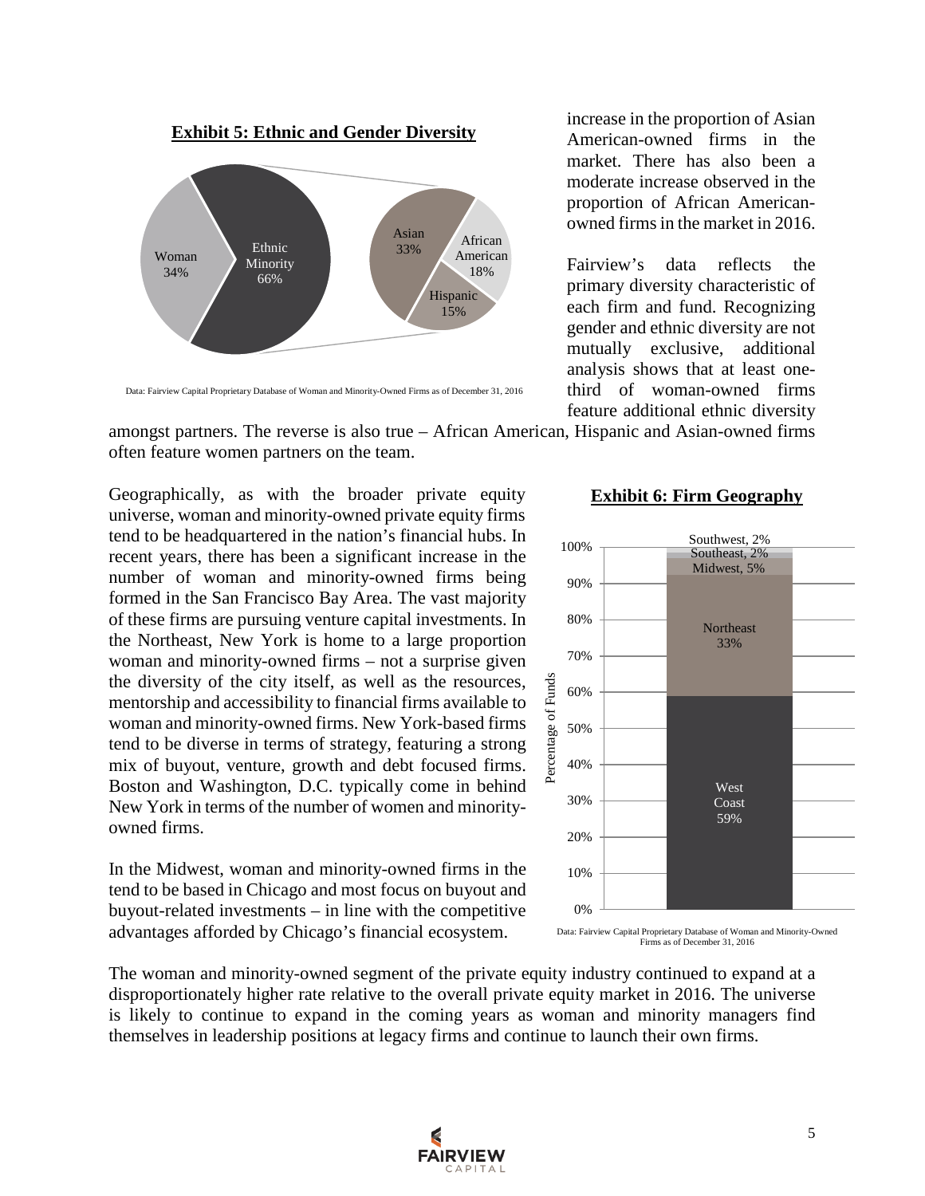### Exhibit 5: Ethnic and Gender Diversity

Woman 34%
Ethnic Minority 66%
Asian 33%
African American 18%
Hispanic 15%

Data: Fairview Capital Proprietary Database of Woman and Minority-Owned Firms as of December 31, 2016

increase in the proportion of Asian American-owned firms in the market. There has also been a moderate increase observed in the proportion of African American-owned firms in the market in 2016.

Fairview's data reflects the primary diversity characteristic of each firm and fund. Recognizing gender and ethnic diversity are not mutually exclusive, additional analysis shows that at least one-third of woman-owned firms feature additional ethnic diversity amongst partners. The reverse is also true – African American, Hispanic and Asian-owned firms often feature women partners on the team.

Geographically, as with the broader private equity universe, woman and minority-owned private equity firms tend to be headquartered in the nation's financial hubs. In recent years, there has been a significant increase in the number of woman and minority-owned firms being formed in the San Francisco Bay Area. The vast majority of these firms are pursuing venture capital investments. In the Northeast, New York is home to a large proportion woman and minority-owned firms – not a surprise given the diversity of the city itself, as well as the resources, mentorship and accessibility to financial firms available to woman and minority-owned firms. New York-based firms tend to be diverse in terms of strategy, featuring a strong mix of buyout, venture, growth and debt focused firms. Boston and Washington, D.C. typically come in behind New York in terms of the number of women and minority-owned firms.

In the Midwest, woman and minority-owned firms in the tend to be based in Chicago and most focus on buyout and buyout-related investments – in line with the competitive advantages afforded by Chicago's financial ecosystem.

### Exhibit 6: Firm Geography

| Region | Percentage of Funds |
|---|---|
| West Coast | 59% |
| Northeast | 33% |
| Midwest | 5% |
| Southeast | 2% |
| Southwest | 2% |

Data: Fairview Capital Proprietary Database of Woman and Minority-Owned Firms as of December 31, 2016

The woman and minority-owned segment of the private equity industry continued to expand at a disproportionately higher rate relative to the overall private equity market in 2016. The universe is likely to continue to expand in the coming years as woman and minority managers find themselves in leadership positions at legacy firms and continue to launch their own firms.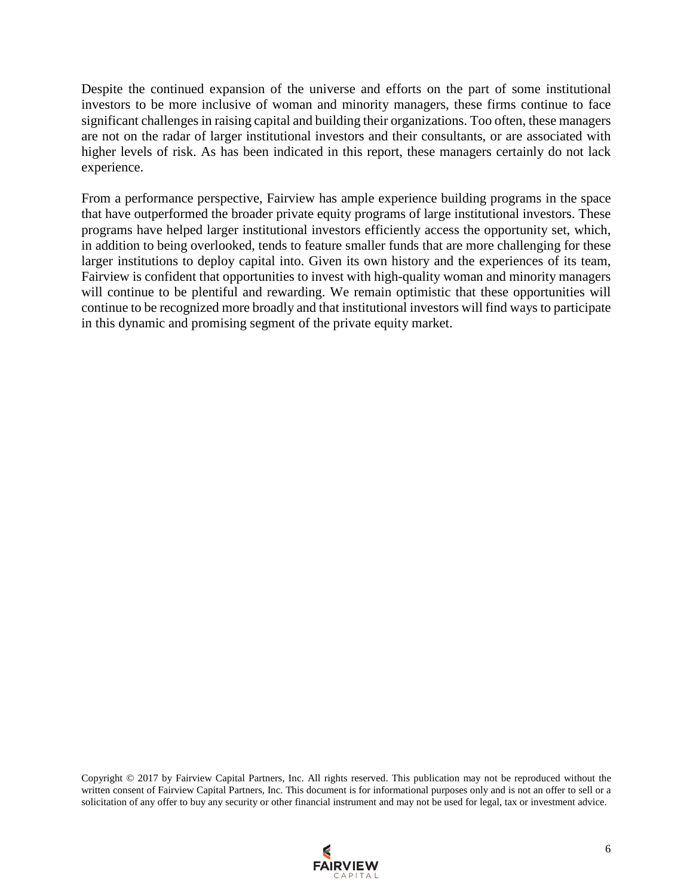Despite the continued expansion of the universe and efforts on the part of some institutional investors to be more inclusive of woman and minority managers, these firms continue to face significant challenges in raising capital and building their organizations. Too often, these managers are not on the radar of larger institutional investors and their consultants, or are associated with higher levels of risk. As has been indicated in this report, these managers certainly do not lack experience.

From a performance perspective, Fairview has ample experience building programs in the space that have outperformed the broader private equity programs of large institutional investors. These programs have helped larger institutional investors efficiently access the opportunity set, which, in addition to being overlooked, tends to feature smaller funds that are more challenging for these larger institutions to deploy capital into. Given its own history and the experiences of its team, Fairview is confident that opportunities to invest with high-quality woman and minority managers will continue to be plentiful and rewarding. We remain optimistic that these opportunities will continue to be recognized more broadly and that institutional investors will find ways to participate in this dynamic and promising segment of the private equity market.

Copyright © 2017 by Fairview Capital Partners, Inc. All rights reserved. This publication may not be reproduced without the written consent of Fairview Capital Partners, Inc. This document is for informational purposes only and is not an offer to sell or a solicitation of any offer to buy any security or other financial instrument and may not be used for legal, tax or investment advice.